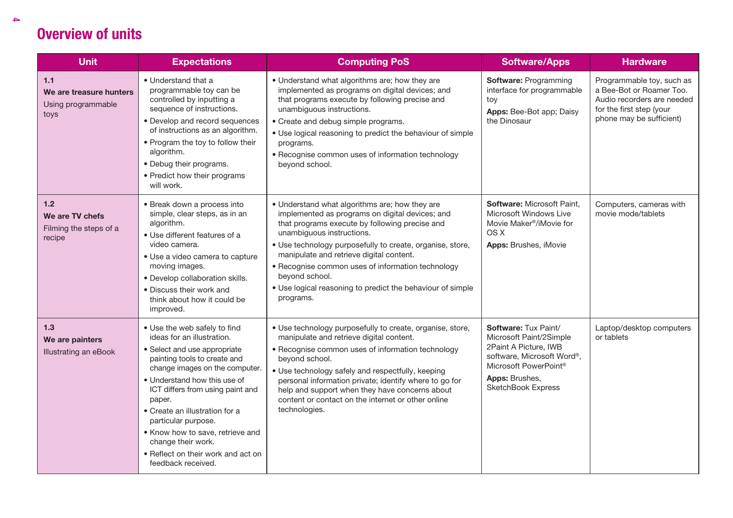# Overview of units

| Unit | Expectations | Computing PoS | Software/Apps | Hardware |
|---|---|---|---|---|
| **1.1**<br>**We are treasure hunters**<br>Using programmable toys | • Understand that a programmable toy can be controlled by inputting a sequence of instructions.<br>• Develop and record sequences of instructions as an algorithm.<br>• Program the toy to follow their algorithm.<br>• Debug their programs.<br>• Predict how their programs will work. | • Understand what algorithms are; how they are implemented as programs on digital devices; and that programs execute by following precise and unambiguous instructions.<br>• Create and debug simple programs.<br>• Use logical reasoning to predict the behaviour of simple programs.<br>• Recognise common uses of information technology beyond school. | **Software:** Programming interface for programmable toy<br>**Apps:** Bee-Bot app; Daisy the Dinosaur | Programmable toy, such as a Bee-Bot or Roamer Too. Audio recorders are needed for the first step (your phone may be sufficient) |
| **1.2**<br>**We are TV chefs**<br>Filming the steps of a recipe | • Break down a process into simple, clear steps, as in an algorithm.<br>• Use different features of a video camera.<br>• Use a video camera to capture moving images.<br>• Develop collaboration skills.<br>• Discuss their work and think about how it could be improved. | • Understand what algorithms are; how they are implemented as programs on digital devices; and that programs execute by following precise and unambiguous instructions.<br>• Use technology purposefully to create, organise, store, manipulate and retrieve digital content.<br>• Recognise common uses of information technology beyond school.<br>• Use logical reasoning to predict the behaviour of simple programs. | **Software:** Microsoft Paint, Microsoft Windows Live Movie Maker®/iMovie for OS X<br>**Apps:** Brushes, iMovie | Computers, cameras with movie mode/tablets |
| **1.3**<br>**We are painters**<br>Illustrating an eBook | • Use the web safely to find ideas for an illustration.<br>• Select and use appropriate painting tools to create and change images on the computer.<br>• Understand how this use of ICT differs from using paint and paper.<br>• Create an illustration for a particular purpose.<br>• Know how to save, retrieve and change their work.<br>• Reflect on their work and act on feedback received. | • Use technology purposefully to create, organise, store, manipulate and retrieve digital content.<br>• Recognise common uses of information technology beyond school.<br>• Use technology safely and respectfully, keeping personal information private; identify where to go for help and support when they have concerns about content or contact on the internet or other online technologies. | **Software:** Tux Paint/ Microsoft Paint/2Simple 2Paint A Picture, IWB software, Microsoft Word®, Microsoft PowerPoint®<br>**Apps:** Brushes, SketchBook Express | Laptop/desktop computers or tablets |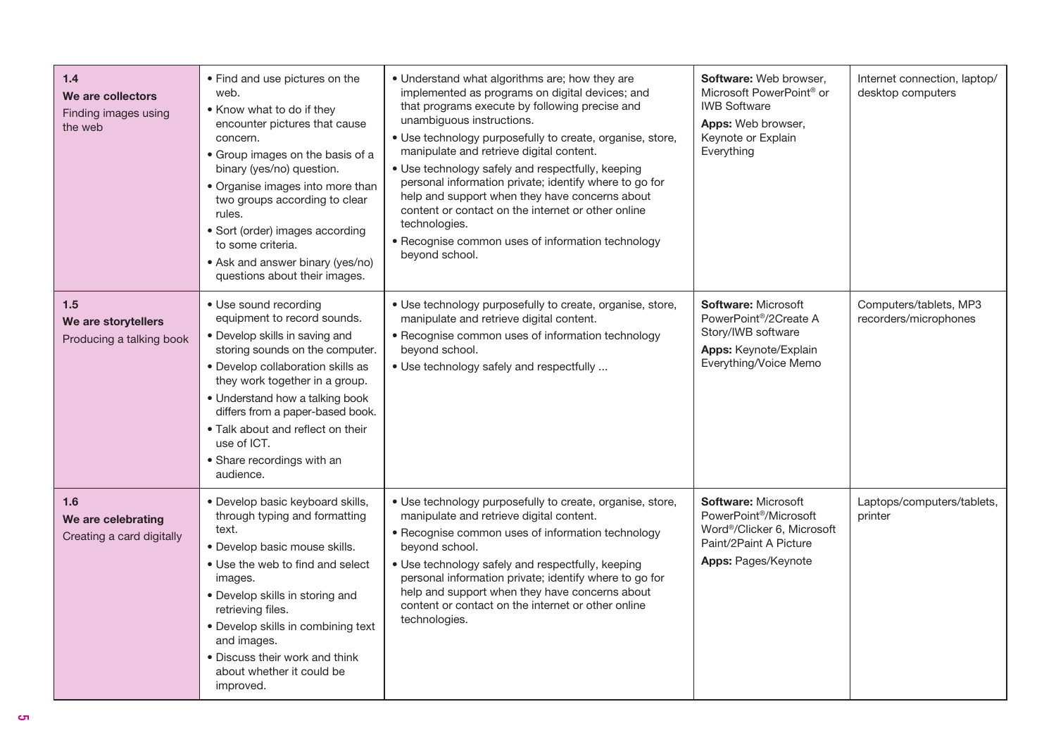| | | | | |
|---|---|---|---|---|
| **1.4**<br>**We are collectors**<br>Finding images using the web | • Find and use pictures on the web.<br>• Know what to do if they encounter pictures that cause concern.<br>• Group images on the basis of a binary (yes/no) question.<br>• Organise images into more than two groups according to clear rules.<br>• Sort (order) images according to some criteria.<br>• Ask and answer binary (yes/no) questions about their images. | • Understand what algorithms are; how they are implemented as programs on digital devices; and that programs execute by following precise and unambiguous instructions.<br>• Use technology purposefully to create, organise, store, manipulate and retrieve digital content.<br>• Use technology safely and respectfully, keeping personal information private; identify where to go for help and support when they have concerns about content or contact on the internet or other online technologies.<br>• Recognise common uses of information technology beyond school. | **Software:** Web browser, Microsoft PowerPoint® or IWB Software<br>**Apps:** Web browser, Keynote or Explain Everything | Internet connection, laptop/desktop computers |
| **1.5**<br>**We are storytellers**<br>Producing a talking book | • Use sound recording equipment to record sounds.<br>• Develop skills in saving and storing sounds on the computer.<br>• Develop collaboration skills as they work together in a group.<br>• Understand how a talking book differs from a paper-based book.<br>• Talk about and reflect on their use of ICT.<br>• Share recordings with an audience. | • Use technology purposefully to create, organise, store, manipulate and retrieve digital content.<br>• Recognise common uses of information technology beyond school.<br>• Use technology safely and respectfully ... | **Software:** Microsoft PowerPoint®/2Create A Story/IWB software<br>**Apps:** Keynote/Explain Everything/Voice Memo | Computers/tablets, MP3 recorders/microphones |
| **1.6**<br>**We are celebrating**<br>Creating a card digitally | • Develop basic keyboard skills, through typing and formatting text.<br>• Develop basic mouse skills.<br>• Use the web to find and select images.<br>• Develop skills in storing and retrieving files.<br>• Develop skills in combining text and images.<br>• Discuss their work and think about whether it could be improved. | • Use technology purposefully to create, organise, store, manipulate and retrieve digital content.<br>• Recognise common uses of information technology beyond school.<br>• Use technology safely and respectfully, keeping personal information private; identify where to go for help and support when they have concerns about content or contact on the internet or other online technologies. | **Software:** Microsoft PowerPoint®/Microsoft Word®/Clicker 6, Microsoft Paint/2Paint A Picture<br>**Apps:** Pages/Keynote | Laptops/computers/tablets, printer |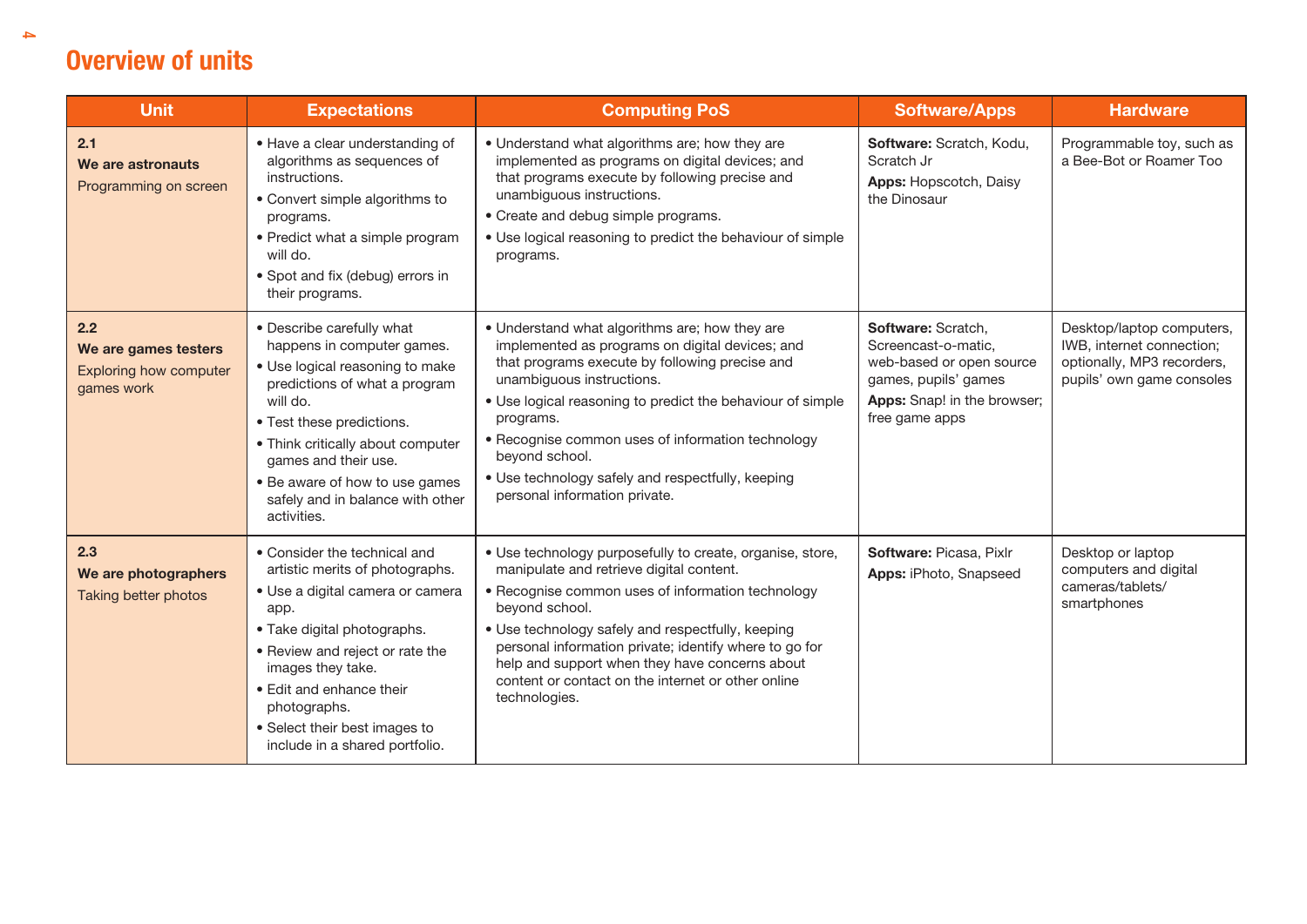## Overview of units

| Unit | Expectations | Computing PoS | Software/Apps | Hardware |
|---|---|---|---|---|
| **2.1**<br>**We are astronauts**<br>Programming on screen | • Have a clear understanding of algorithms as sequences of instructions.<br>• Convert simple algorithms to programs.<br>• Predict what a simple program will do.<br>• Spot and fix (debug) errors in their programs. | • Understand what algorithms are; how they are implemented as programs on digital devices; and that programs execute by following precise and unambiguous instructions.<br>• Create and debug simple programs.<br>• Use logical reasoning to predict the behaviour of simple programs. | **Software:** Scratch, Kodu, Scratch Jr<br>**Apps:** Hopscotch, Daisy the Dinosaur | Programmable toy, such as a Bee-Bot or Roamer Too |
| **2.2**<br>**We are games testers**<br>Exploring how computer games work | • Describe carefully what happens in computer games.<br>• Use logical reasoning to make predictions of what a program will do.<br>• Test these predictions.<br>• Think critically about computer games and their use.<br>• Be aware of how to use games safely and in balance with other activities. | • Understand what algorithms are; how they are implemented as programs on digital devices; and that programs execute by following precise and unambiguous instructions.<br>• Use logical reasoning to predict the behaviour of simple programs.<br>• Recognise common uses of information technology beyond school.<br>• Use technology safely and respectfully, keeping personal information private. | **Software:** Scratch, Screencast-o-matic, web-based or open source games, pupils' games<br>**Apps:** Snap! in the browser; free game apps | Desktop/laptop computers, IWB, internet connection; optionally, MP3 recorders, pupils' own game consoles |
| **2.3**<br>**We are photographers**<br>Taking better photos | • Consider the technical and artistic merits of photographs.<br>• Use a digital camera or camera app.<br>• Take digital photographs.<br>• Review and reject or rate the images they take.<br>• Edit and enhance their photographs.<br>• Select their best images to include in a shared portfolio. | • Use technology purposefully to create, organise, store, manipulate and retrieve digital content.<br>• Recognise common uses of information technology beyond school.<br>• Use technology safely and respectfully, keeping personal information private; identify where to go for help and support when they have concerns about content or contact on the internet or other online technologies. | **Software:** Picasa, Pixlr<br>**Apps:** iPhoto, Snapseed | Desktop or laptop computers and digital cameras/tablets/ smartphones |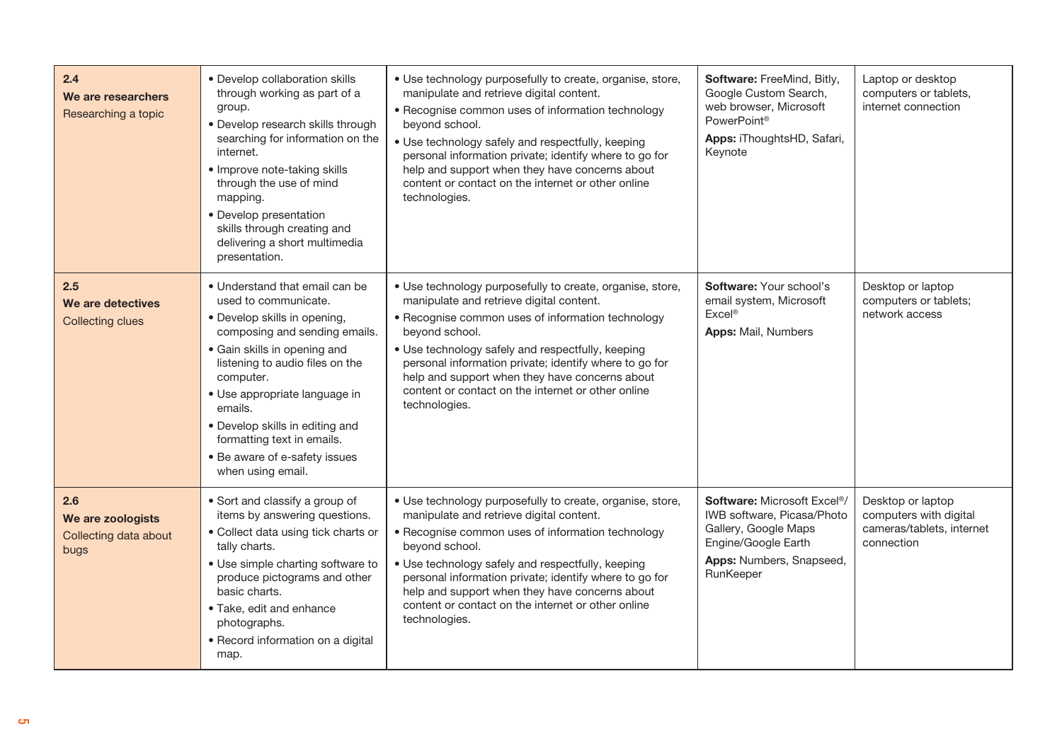| | | | | |
|---|---|---|---|---|
| **2.4**<br>**We are researchers**<br>Researching a topic | • Develop collaboration skills through working as part of a group.<br>• Develop research skills through searching for information on the internet.<br>• Improve note-taking skills through the use of mind mapping.<br>• Develop presentation skills through creating and delivering a short multimedia presentation. | • Use technology purposefully to create, organise, store, manipulate and retrieve digital content.<br>• Recognise common uses of information technology beyond school.<br>• Use technology safely and respectfully, keeping personal information private; identify where to go for help and support when they have concerns about content or contact on the internet or other online technologies. | **Software:** FreeMind, Bitly, Google Custom Search, web browser, Microsoft PowerPoint®<br>**Apps:** iThoughtsHD, Safari, Keynote | Laptop or desktop computers or tablets, internet connection |
| **2.5**<br>**We are detectives**<br>Collecting clues | • Understand that email can be used to communicate.<br>• Develop skills in opening, composing and sending emails.<br>• Gain skills in opening and listening to audio files on the computer.<br>• Use appropriate language in emails.<br>• Develop skills in editing and formatting text in emails.<br>• Be aware of e-safety issues when using email. | • Use technology purposefully to create, organise, store, manipulate and retrieve digital content.<br>• Recognise common uses of information technology beyond school.<br>• Use technology safely and respectfully, keeping personal information private; identify where to go for help and support when they have concerns about content or contact on the internet or other online technologies. | **Software:** Your school's email system, Microsoft Excel®<br>**Apps:** Mail, Numbers | Desktop or laptop computers or tablets; network access |
| **2.6**<br>**We are zoologists**<br>Collecting data about bugs | • Sort and classify a group of items by answering questions.<br>• Collect data using tick charts or tally charts.<br>• Use simple charting software to produce pictograms and other basic charts.<br>• Take, edit and enhance photographs.<br>• Record information on a digital map. | • Use technology purposefully to create, organise, store, manipulate and retrieve digital content.<br>• Recognise common uses of information technology beyond school.<br>• Use technology safely and respectfully, keeping personal information private; identify where to go for help and support when they have concerns about content or contact on the internet or other online technologies. | **Software:** Microsoft Excel®/ IWB software, Picasa/Photo Gallery, Google Maps Engine/Google Earth<br>**Apps:** Numbers, Snapseed, RunKeeper | Desktop or laptop computers with digital cameras/tablets, internet connection |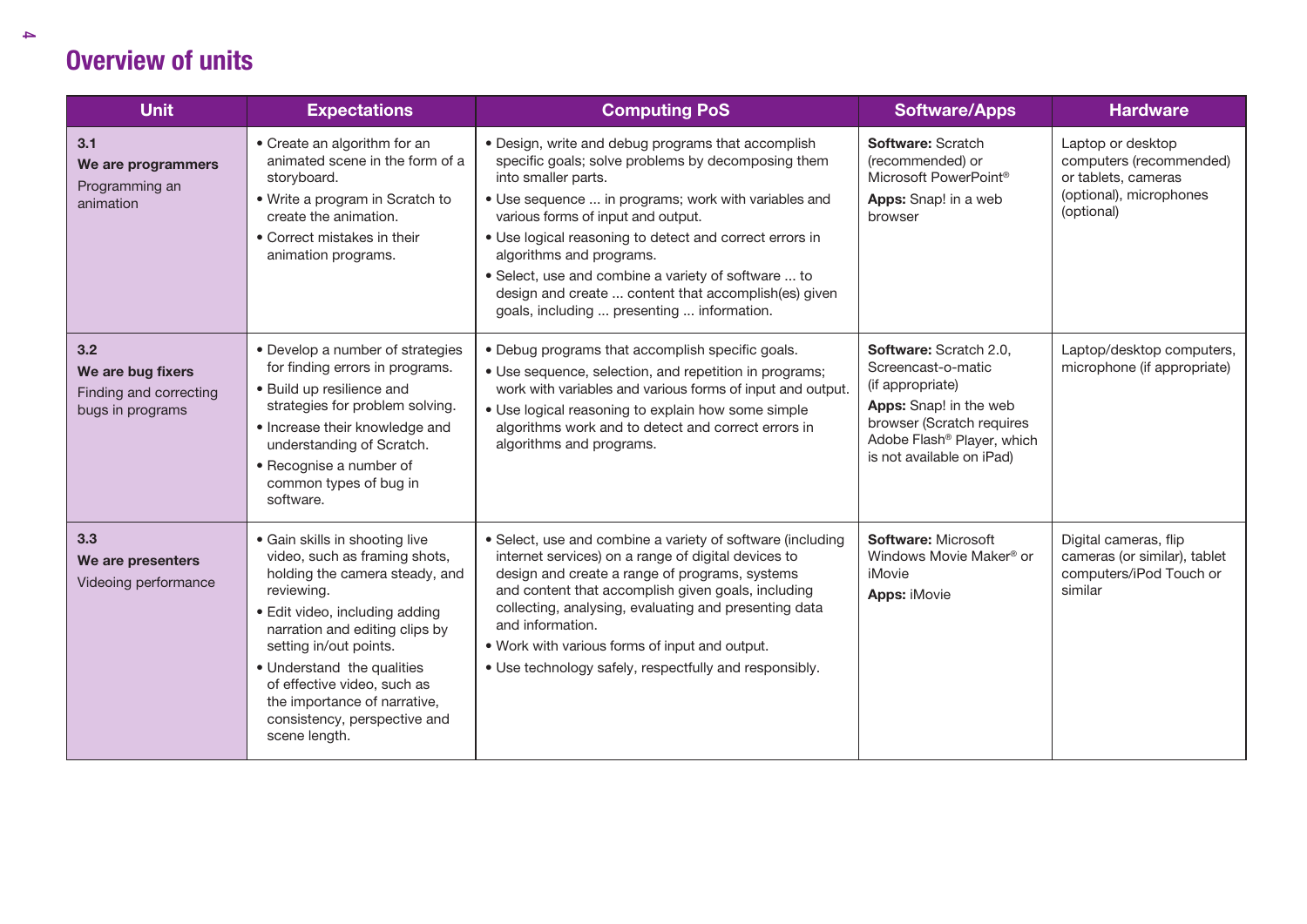# Overview of units

| Unit | Expectations | Computing PoS | Software/Apps | Hardware |
|---|---|---|---|---|
| **3.1**<br>**We are programmers**<br>Programming an animation | • Create an algorithm for an animated scene in the form of a storyboard.<br>• Write a program in Scratch to create the animation.<br>• Correct mistakes in their animation programs. | • Design, write and debug programs that accomplish specific goals; solve problems by decomposing them into smaller parts.<br>• Use sequence ... in programs; work with variables and various forms of input and output.<br>• Use logical reasoning to detect and correct errors in algorithms and programs.<br>• Select, use and combine a variety of software ... to design and create ... content that accomplish(es) given goals, including ... presenting ... information. | **Software:** Scratch (recommended) or Microsoft PowerPoint®<br>**Apps:** Snap! in a web browser | Laptop or desktop computers (recommended) or tablets, cameras (optional), microphones (optional) |
| **3.2**<br>**We are bug fixers**<br>Finding and correcting bugs in programs | • Develop a number of strategies for finding errors in programs.<br>• Build up resilience and strategies for problem solving.<br>• Increase their knowledge and understanding of Scratch.<br>• Recognise a number of common types of bug in software. | • Debug programs that accomplish specific goals.<br>• Use sequence, selection, and repetition in programs; work with variables and various forms of input and output.<br>• Use logical reasoning to explain how some simple algorithms work and to detect and correct errors in algorithms and programs. | **Software:** Scratch 2.0, Screencast-o-matic (if appropriate)<br>**Apps:** Snap! in the web browser (Scratch requires Adobe Flash® Player, which is not available on iPad) | Laptop/desktop computers, microphone (if appropriate) |
| **3.3**<br>**We are presenters**<br>Videoing performance | • Gain skills in shooting live video, such as framing shots, holding the camera steady, and reviewing.<br>• Edit video, including adding narration and editing clips by setting in/out points.<br>• Understand the qualities of effective video, such as the importance of narrative, consistency, perspective and scene length. | • Select, use and combine a variety of software (including internet services) on a range of digital devices to design and create a range of programs, systems and content that accomplish given goals, including collecting, analysing, evaluating and presenting data and information.<br>• Work with various forms of input and output.<br>• Use technology safely, respectfully and responsibly. | **Software:** Microsoft Windows Movie Maker® or iMovie<br>**Apps:** iMovie | Digital cameras, flip cameras (or similar), tablet computers/iPod Touch or similar |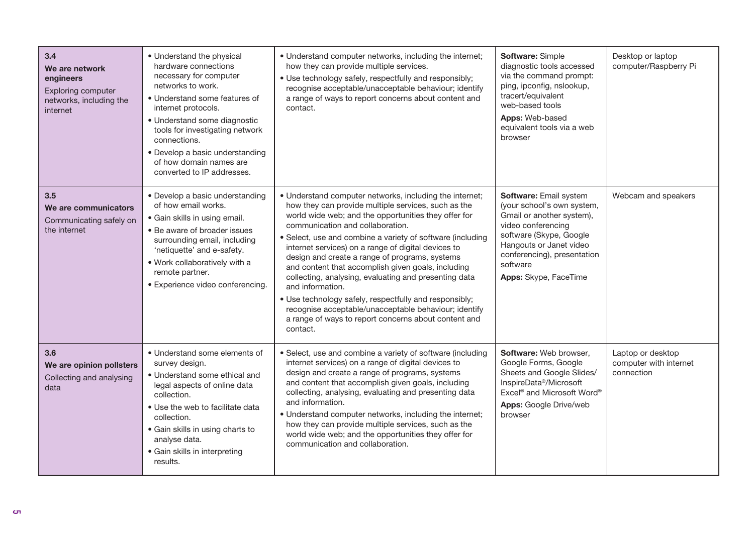| | | | | |
|---|---|---|---|---|
| **3.4**<br>**We are network engineers**<br>Exploring computer networks, including the internet | • Understand the physical hardware connections necessary for computer networks to work.<br>• Understand some features of internet protocols.<br>• Understand some diagnostic tools for investigating network connections.<br>• Develop a basic understanding of how domain names are converted to IP addresses. | • Understand computer networks, including the internet; how they can provide multiple services.<br>• Use technology safely, respectfully and responsibly; recognise acceptable/unacceptable behaviour; identify a range of ways to report concerns about content and contact. | **Software:** Simple diagnostic tools accessed via the command prompt: ping, ipconfig, nslookup, tracert/equivalent web-based tools<br>**Apps:** Web-based equivalent tools via a web browser | Desktop or laptop computer/Raspberry Pi |
| **3.5**<br>**We are communicators**<br>Communicating safely on the internet | • Develop a basic understanding of how email works.<br>• Gain skills in using email.<br>• Be aware of broader issues surrounding email, including 'netiquette' and e-safety.<br>• Work collaboratively with a remote partner.<br>• Experience video conferencing. | • Understand computer networks, including the internet; how they can provide multiple services, such as the world wide web; and the opportunities they offer for communication and collaboration.<br>• Select, use and combine a variety of software (including internet services) on a range of digital devices to design and create a range of programs, systems and content that accomplish given goals, including collecting, analysing, evaluating and presenting data and information.<br>• Use technology safely, respectfully and responsibly; recognise acceptable/unacceptable behaviour; identify a range of ways to report concerns about content and contact. | **Software:** Email system (your school's own system, Gmail or another system), video conferencing software (Skype, Google Hangouts or Janet video conferencing), presentation software<br>**Apps:** Skype, FaceTime | Webcam and speakers |
| **3.6**<br>**We are opinion pollsters**<br>Collecting and analysing data | • Understand some elements of survey design.<br>• Understand some ethical and legal aspects of online data collection.<br>• Use the web to facilitate data collection.<br>• Gain skills in using charts to analyse data.<br>• Gain skills in interpreting results. | • Select, use and combine a variety of software (including internet services) on a range of digital devices to design and create a range of programs, systems and content that accomplish given goals, including collecting, analysing, evaluating and presenting data and information.<br>• Understand computer networks, including the internet; how they can provide multiple services, such as the world wide web; and the opportunities they offer for communication and collaboration. | **Software:** Web browser, Google Forms, Google Sheets and Google Slides/InspireData®/Microsoft Excel® and Microsoft Word®<br>**Apps:** Google Drive/web browser | Laptop or desktop computer with internet connection |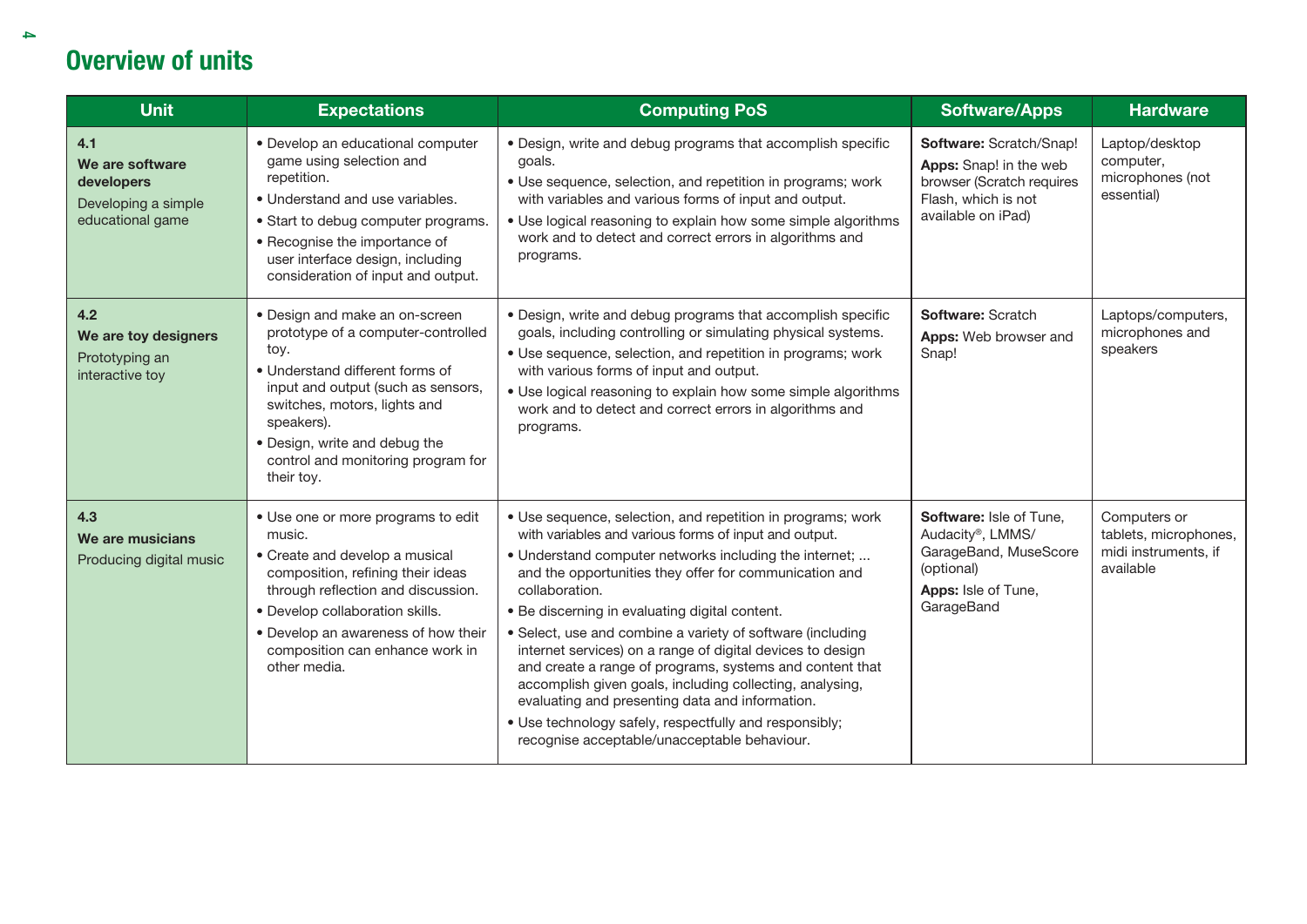## Overview of units

| Unit | Expectations | Computing PoS | Software/Apps | Hardware |
|---|---|---|---|---|
| **4.1**<br>**We are software developers**<br>Developing a simple educational game | • Develop an educational computer game using selection and repetition.<br>• Understand and use variables.<br>• Start to debug computer programs.<br>• Recognise the importance of user interface design, including consideration of input and output. | • Design, write and debug programs that accomplish specific goals.<br>• Use sequence, selection, and repetition in programs; work with variables and various forms of input and output.<br>• Use logical reasoning to explain how some simple algorithms work and to detect and correct errors in algorithms and programs. | **Software:** Scratch/Snap!<br>**Apps:** Snap! in the web browser (Scratch requires Flash, which is not available on iPad) | Laptop/desktop computer, microphones (not essential) |
| **4.2**<br>**We are toy designers**<br>Prototyping an interactive toy | • Design and make an on-screen prototype of a computer-controlled toy.<br>• Understand different forms of input and output (such as sensors, switches, motors, lights and speakers).<br>• Design, write and debug the control and monitoring program for their toy. | • Design, write and debug programs that accomplish specific goals, including controlling or simulating physical systems.<br>• Use sequence, selection, and repetition in programs; work with various forms of input and output.<br>• Use logical reasoning to explain how some simple algorithms work and to detect and correct errors in algorithms and programs. | **Software:** Scratch<br>**Apps:** Web browser and Snap! | Laptops/computers, microphones and speakers |
| **4.3**<br>**We are musicians**<br>Producing digital music | • Use one or more programs to edit music.<br>• Create and develop a musical composition, refining their ideas through reflection and discussion.<br>• Develop collaboration skills.<br>• Develop an awareness of how their composition can enhance work in other media. | • Use sequence, selection, and repetition in programs; work with variables and various forms of input and output.<br>• Understand computer networks including the internet; ... and the opportunities they offer for communication and collaboration.<br>• Be discerning in evaluating digital content.<br>• Select, use and combine a variety of software (including internet services) on a range of digital devices to design and create a range of programs, systems and content that accomplish given goals, including collecting, analysing, evaluating and presenting data and information.<br>• Use technology safely, respectfully and responsibly; recognise acceptable/unacceptable behaviour. | **Software:** Isle of Tune, Audacity®, LMMS/ GarageBand, MuseScore (optional)<br>**Apps:** Isle of Tune, GarageBand | Computers or tablets, microphones, midi instruments, if available |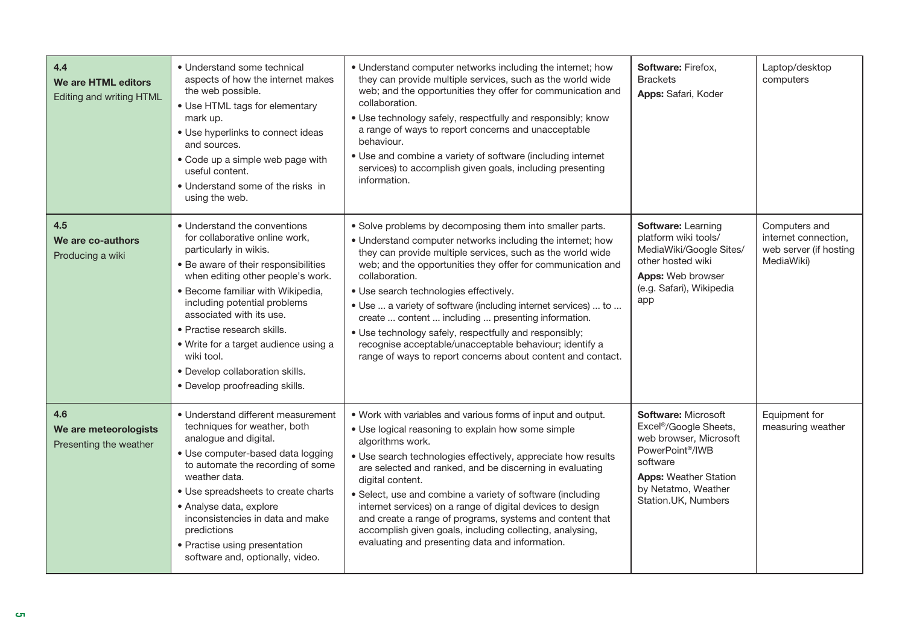| | | | | |
|---|---|---|---|---|
| **4.4**<br>**We are HTML editors**<br>Editing and writing HTML | • Understand some technical aspects of how the internet makes the web possible.<br>• Use HTML tags for elementary mark up.<br>• Use hyperlinks to connect ideas and sources.<br>• Code up a simple web page with useful content.<br>• Understand some of the risks in using the web. | • Understand computer networks including the internet; how they can provide multiple services, such as the world wide web; and the opportunities they offer for communication and collaboration.<br>• Use technology safely, respectfully and responsibly; know a range of ways to report concerns and unacceptable behaviour.<br>• Use and combine a variety of software (including internet services) to accomplish given goals, including presenting information. | **Software:** Firefox, Brackets<br>**Apps:** Safari, Koder | Laptop/desktop computers |
| **4.5**<br>**We are co-authors**<br>Producing a wiki | • Understand the conventions for collaborative online work, particularly in wikis.<br>• Be aware of their responsibilities when editing other people's work.<br>• Become familiar with Wikipedia, including potential problems associated with its use.<br>• Practise research skills.<br>• Write for a target audience using a wiki tool.<br>• Develop collaboration skills.<br>• Develop proofreading skills. | • Solve problems by decomposing them into smaller parts.<br>• Understand computer networks including the internet; how they can provide multiple services, such as the world wide web; and the opportunities they offer for communication and collaboration.<br>• Use search technologies effectively.<br>• Use ... a variety of software (including internet services) ... to ... create ... content ... including ... presenting information.<br>• Use technology safely, respectfully and responsibly; recognise acceptable/unacceptable behaviour; identify a range of ways to report concerns about content and contact. | **Software:** Learning platform wiki tools/ MediaWiki/Google Sites/ other hosted wiki<br>**Apps:** Web browser (e.g. Safari), Wikipedia app | Computers and internet connection, web server (if hosting MediaWiki) |
| **4.6**<br>**We are meteorologists**<br>Presenting the weather | • Understand different measurement techniques for weather, both analogue and digital.<br>• Use computer-based data logging to automate the recording of some weather data.<br>• Use spreadsheets to create charts<br>• Analyse data, explore inconsistencies in data and make predictions<br>• Practise using presentation software and, optionally, video. | • Work with variables and various forms of input and output.<br>• Use logical reasoning to explain how some simple algorithms work.<br>• Use search technologies effectively, appreciate how results are selected and ranked, and be discerning in evaluating digital content.<br>• Select, use and combine a variety of software (including internet services) on a range of digital devices to design and create a range of programs, systems and content that accomplish given goals, including collecting, analysing, evaluating and presenting data and information. | **Software:** Microsoft Excel®/Google Sheets, web browser, Microsoft PowerPoint®/IWB software<br>**Apps:** Weather Station by Netatmo, Weather Station.UK, Numbers | Equipment for measuring weather |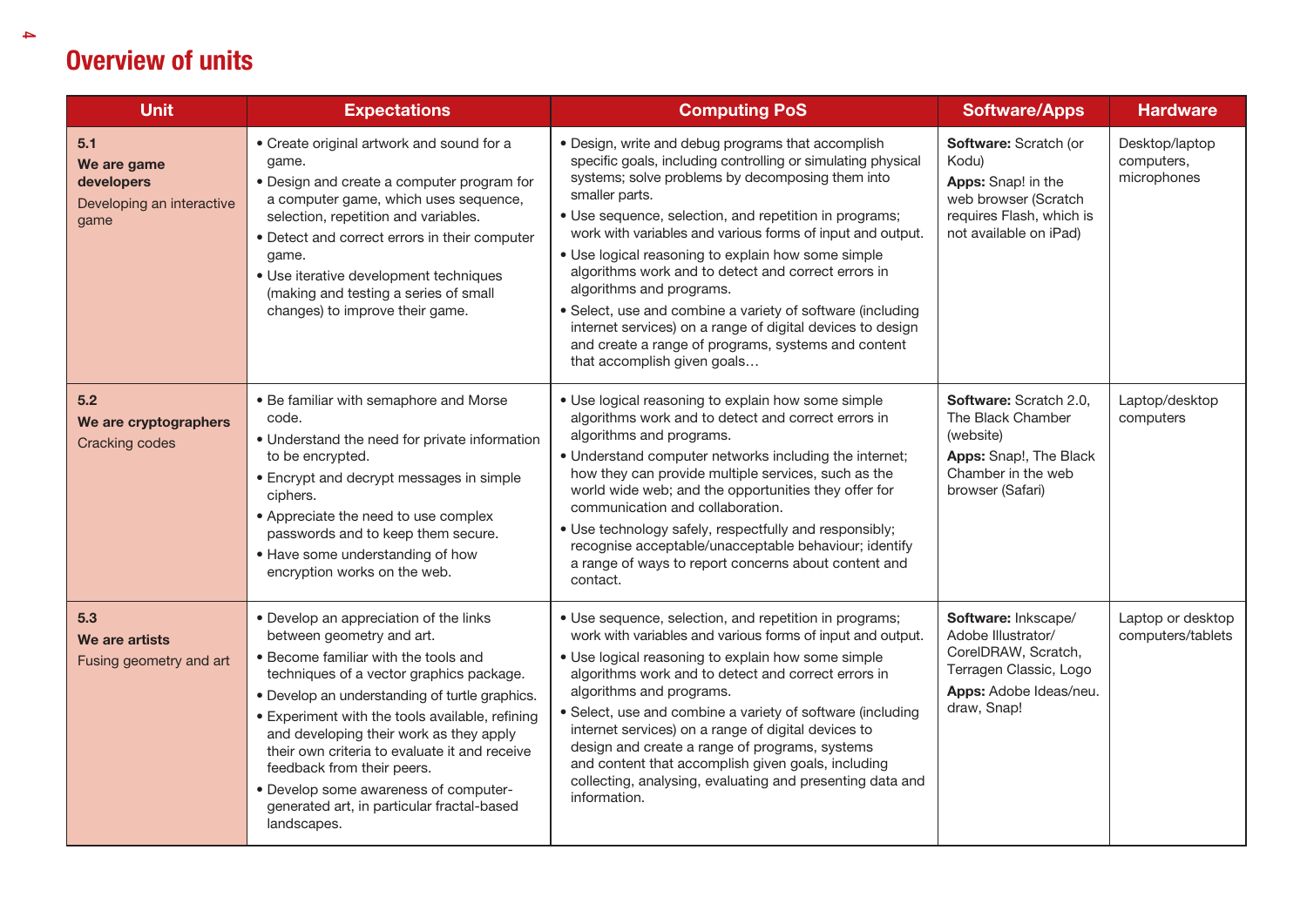# Overview of units

| Unit | Expectations | Computing PoS | Software/Apps | Hardware |
|---|---|---|---|---|
| **5.1** **We are game developers** Developing an interactive game | • Create original artwork and sound for a game. • Design and create a computer program for a computer game, which uses sequence, selection, repetition and variables. • Detect and correct errors in their computer game. • Use iterative development techniques (making and testing a series of small changes) to improve their game. | • Design, write and debug programs that accomplish specific goals, including controlling or simulating physical systems; solve problems by decomposing them into smaller parts. • Use sequence, selection, and repetition in programs; work with variables and various forms of input and output. • Use logical reasoning to explain how some simple algorithms work and to detect and correct errors in algorithms and programs. • Select, use and combine a variety of software (including internet services) on a range of digital devices to design and create a range of programs, systems and content that accomplish given goals… | **Software:** Scratch (or Kodu) **Apps:** Snap! in the web browser (Scratch requires Flash, which is not available on iPad) | Desktop/laptop computers, microphones |
| **5.2** **We are cryptographers** Cracking codes | • Be familiar with semaphore and Morse code. • Understand the need for private information to be encrypted. • Encrypt and decrypt messages in simple ciphers. • Appreciate the need to use complex passwords and to keep them secure. • Have some understanding of how encryption works on the web. | • Use logical reasoning to explain how some simple algorithms work and to detect and correct errors in algorithms and programs. • Understand computer networks including the internet; how they can provide multiple services, such as the world wide web; and the opportunities they offer for communication and collaboration. • Use technology safely, respectfully and responsibly; recognise acceptable/unacceptable behaviour; identify a range of ways to report concerns about content and contact. | **Software:** Scratch 2.0, The Black Chamber (website) **Apps:** Snap!, The Black Chamber in the web browser (Safari) | Laptop/desktop computers |
| **5.3** **We are artists** Fusing geometry and art | • Develop an appreciation of the links between geometry and art. • Become familiar with the tools and techniques of a vector graphics package. • Develop an understanding of turtle graphics. • Experiment with the tools available, refining and developing their work as they apply their own criteria to evaluate it and receive feedback from their peers. • Develop some awareness of computer-generated art, in particular fractal-based landscapes. | • Use sequence, selection, and repetition in programs; work with variables and various forms of input and output. • Use logical reasoning to explain how some simple algorithms work and to detect and correct errors in algorithms and programs. • Select, use and combine a variety of software (including internet services) on a range of digital devices to design and create a range of programs, systems and content that accomplish given goals, including collecting, analysing, evaluating and presenting data and information. | **Software:** Inkscape/ Adobe Illustrator/ CorelDRAW, Scratch, Terragen Classic, Logo **Apps:** Adobe Ideas/neu. draw, Snap! | Laptop or desktop computers/tablets |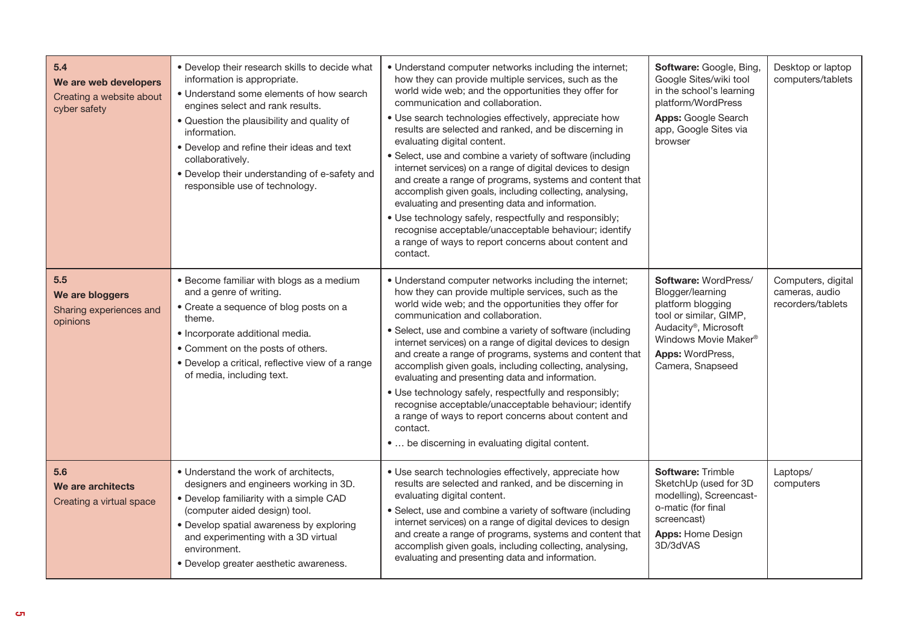| | | | | |
|---|---|---|---|---|
| **5.4**<br>**We are web developers**<br>Creating a website about cyber safety | • Develop their research skills to decide what information is appropriate.<br>• Understand some elements of how search engines select and rank results.<br>• Question the plausibility and quality of information.<br>• Develop and refine their ideas and text collaboratively.<br>• Develop their understanding of e-safety and responsible use of technology. | • Understand computer networks including the internet; how they can provide multiple services, such as the world wide web; and the opportunities they offer for communication and collaboration.<br>• Use search technologies effectively, appreciate how results are selected and ranked, and be discerning in evaluating digital content.<br>• Select, use and combine a variety of software (including internet services) on a range of digital devices to design and create a range of programs, systems and content that accomplish given goals, including collecting, analysing, evaluating and presenting data and information.<br>• Use technology safely, respectfully and responsibly; recognise acceptable/unacceptable behaviour; identify a range of ways to report concerns about content and contact. | **Software:** Google, Bing, Google Sites/wiki tool in the school's learning platform/WordPress<br>**Apps:** Google Search app, Google Sites via browser | Desktop or laptop computers/tablets |
| **5.5**<br>**We are bloggers**<br>Sharing experiences and opinions | • Become familiar with blogs as a medium and a genre of writing.<br>• Create a sequence of blog posts on a theme.<br>• Incorporate additional media.<br>• Comment on the posts of others.<br>• Develop a critical, reflective view of a range of media, including text. | • Understand computer networks including the internet; how they can provide multiple services, such as the world wide web; and the opportunities they offer for communication and collaboration.<br>• Select, use and combine a variety of software (including internet services) on a range of digital devices to design and create a range of programs, systems and content that accomplish given goals, including collecting, analysing, evaluating and presenting data and information.<br>• Use technology safely, respectfully and responsibly; recognise acceptable/unacceptable behaviour; identify a range of ways to report concerns about content and contact.<br>• … be discerning in evaluating digital content. | **Software:** WordPress/ Blogger/learning platform blogging tool or similar, GIMP, Audacity®, Microsoft Windows Movie Maker®<br>**Apps:** WordPress, Camera, Snapseed | Computers, digital cameras, audio recorders/tablets |
| **5.6**<br>**We are architects**<br>Creating a virtual space | • Understand the work of architects, designers and engineers working in 3D.<br>• Develop familiarity with a simple CAD (computer aided design) tool.<br>• Develop spatial awareness by exploring and experimenting with a 3D virtual environment.<br>• Develop greater aesthetic awareness. | • Use search technologies effectively, appreciate how results are selected and ranked, and be discerning in evaluating digital content.<br>• Select, use and combine a variety of software (including internet services) on a range of digital devices to design and create a range of programs, systems and content that accomplish given goals, including collecting, analysing, evaluating and presenting data and information. | **Software:** Trimble SketchUp (used for 3D modelling), Screencast-o-matic (for final screencast)<br>**Apps:** Home Design 3D/3dVAS | Laptops/ computers |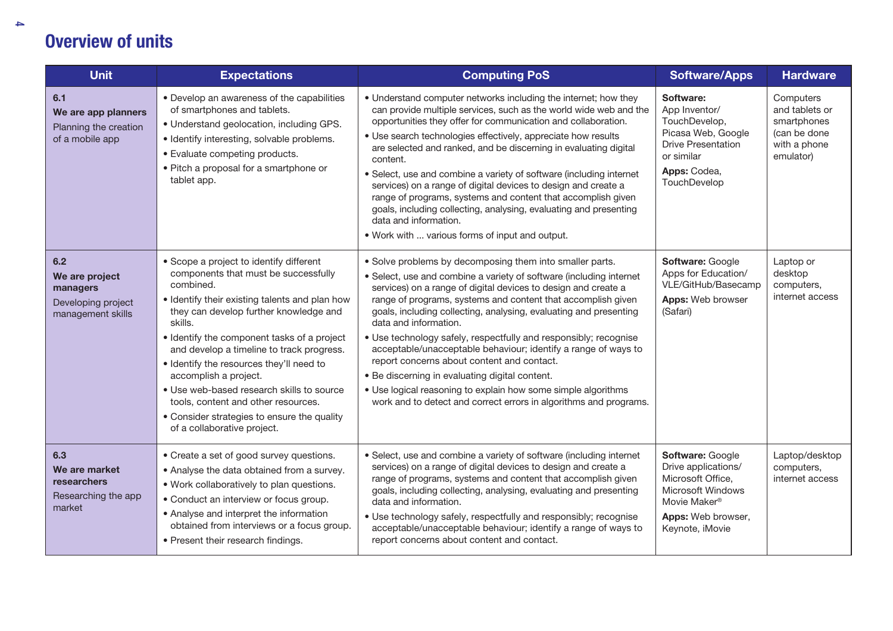# Overview of units

| Unit | Expectations | Computing PoS | Software/Apps | Hardware |
|---|---|---|---|---|
| **6.1** <br> **We are app planners** <br> Planning the creation of a mobile app | • Develop an awareness of the capabilities of smartphones and tablets. <br> • Understand geolocation, including GPS. <br> • Identify interesting, solvable problems. <br> • Evaluate competing products. <br> • Pitch a proposal for a smartphone or tablet app. | • Understand computer networks including the internet; how they can provide multiple services, such as the world wide web and the opportunities they offer for communication and collaboration. <br> • Use search technologies effectively, appreciate how results are selected and ranked, and be discerning in evaluating digital content. <br> • Select, use and combine a variety of software (including internet services) on a range of digital devices to design and create a range of programs, systems and content that accomplish given goals, including collecting, analysing, evaluating and presenting data and information. <br> • Work with ... various forms of input and output. | **Software:** App Inventor/ TouchDevelop, Picasa Web, Google Drive Presentation or similar <br> **Apps:** Codea, TouchDevelop | Computers and tablets or smartphones (can be done with a phone emulator) |
| **6.2** <br> **We are project managers** <br> Developing project management skills | • Scope a project to identify different components that must be successfully combined. <br> • Identify their existing talents and plan how they can develop further knowledge and skills. <br> • Identify the component tasks of a project and develop a timeline to track progress. <br> • Identify the resources they'll need to accomplish a project. <br> • Use web-based research skills to source tools, content and other resources. <br> • Consider strategies to ensure the quality of a collaborative project. | • Solve problems by decomposing them into smaller parts. <br> • Select, use and combine a variety of software (including internet services) on a range of digital devices to design and create a range of programs, systems and content that accomplish given goals, including collecting, analysing, evaluating and presenting data and information. <br> • Use technology safely, respectfully and responsibly; recognise acceptable/unacceptable behaviour; identify a range of ways to report concerns about content and contact. <br> • Be discerning in evaluating digital content. <br> • Use logical reasoning to explain how some simple algorithms work and to detect and correct errors in algorithms and programs. | **Software:** Google Apps for Education/ VLE/GitHub/Basecamp <br> **Apps:** Web browser (Safari) | Laptop or desktop computers, internet access |
| **6.3** <br> **We are market researchers** <br> Researching the app market | • Create a set of good survey questions. <br> • Analyse the data obtained from a survey. <br> • Work collaboratively to plan questions. <br> • Conduct an interview or focus group. <br> • Analyse and interpret the information obtained from interviews or a focus group. <br> • Present their research findings. | • Select, use and combine a variety of software (including internet services) on a range of digital devices to design and create a range of programs, systems and content that accomplish given goals, including collecting, analysing, evaluating and presenting data and information. <br> • Use technology safely, respectfully and responsibly; recognise acceptable/unacceptable behaviour; identify a range of ways to report concerns about content and contact. | **Software:** Google Drive applications/ Microsoft Office, Microsoft Windows Movie Maker® <br> **Apps:** Web browser, Keynote, iMovie | Laptop/desktop computers, internet access |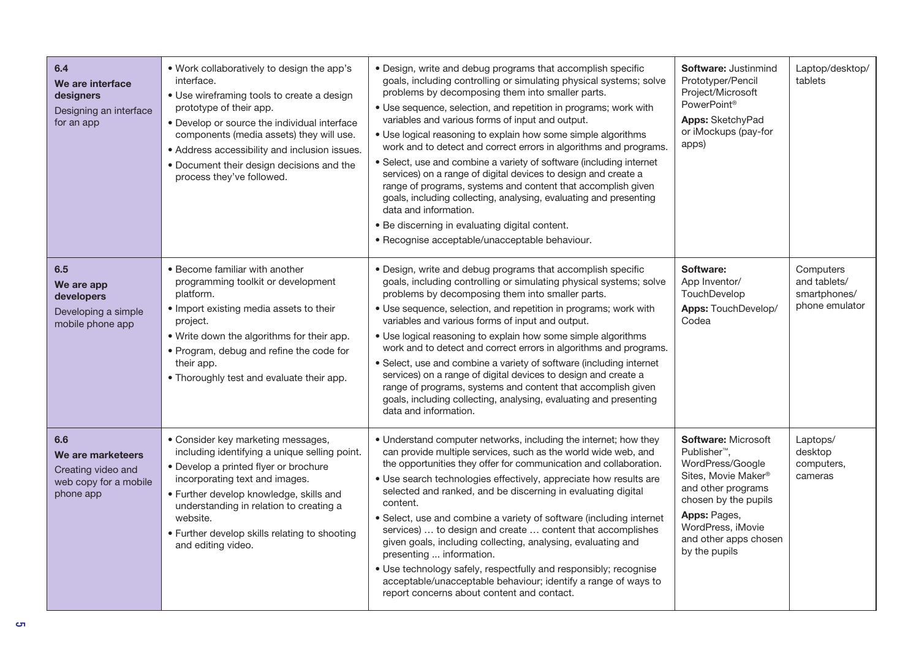| | | | | |
|---|---|---|---|---|
| **6.4**<br>**We are interface designers**<br>Designing an interface for an app | • Work collaboratively to design the app's interface.<br>• Use wireframing tools to create a design prototype of their app.<br>• Develop or source the individual interface components (media assets) they will use.<br>• Address accessibility and inclusion issues.<br>• Document their design decisions and the process they've followed. | • Design, write and debug programs that accomplish specific goals, including controlling or simulating physical systems; solve problems by decomposing them into smaller parts.<br>• Use sequence, selection, and repetition in programs; work with variables and various forms of input and output.<br>• Use logical reasoning to explain how some simple algorithms work and to detect and correct errors in algorithms and programs.<br>• Select, use and combine a variety of software (including internet services) on a range of digital devices to design and create a range of programs, systems and content that accomplish given goals, including collecting, analysing, evaluating and presenting data and information.<br>• Be discerning in evaluating digital content.<br>• Recognise acceptable/unacceptable behaviour. | **Software:** Justinmind Prototyper/Pencil Project/Microsoft PowerPoint®<br>**Apps:** SketchyPad or iMockups (pay-for apps) | Laptop/desktop/ tablets |
| **6.5**<br>**We are app developers**<br>Developing a simple mobile phone app | • Become familiar with another programming toolkit or development platform.<br>• Import existing media assets to their project.<br>• Write down the algorithms for their app.<br>• Program, debug and refine the code for their app.<br>• Thoroughly test and evaluate their app. | • Design, write and debug programs that accomplish specific goals, including controlling or simulating physical systems; solve problems by decomposing them into smaller parts.<br>• Use sequence, selection, and repetition in programs; work with variables and various forms of input and output.<br>• Use logical reasoning to explain how some simple algorithms work and to detect and correct errors in algorithms and programs.<br>• Select, use and combine a variety of software (including internet services) on a range of digital devices to design and create a range of programs, systems and content that accomplish given goals, including collecting, analysing, evaluating and presenting data and information. | **Software:** App Inventor/ TouchDevelop<br>**Apps:** TouchDevelop/ Codea | Computers and tablets/ smartphones/ phone emulator |
| **6.6**<br>**We are marketeers**<br>Creating video and web copy for a mobile phone app | • Consider key marketing messages, including identifying a unique selling point.<br>• Develop a printed flyer or brochure incorporating text and images.<br>• Further develop knowledge, skills and understanding in relation to creating a website.<br>• Further develop skills relating to shooting and editing video. | • Understand computer networks, including the internet; how they can provide multiple services, such as the world wide web, and the opportunities they offer for communication and collaboration.<br>• Use search technologies effectively, appreciate how results are selected and ranked, and be discerning in evaluating digital content.<br>• Select, use and combine a variety of software (including internet services) … to design and create … content that accomplishes given goals, including collecting, analysing, evaluating and presenting ... information.<br>• Use technology safely, respectfully and responsibly; recognise acceptable/unacceptable behaviour; identify a range of ways to report concerns about content and contact. | **Software:** Microsoft Publisher™, WordPress/Google Sites, Movie Maker® and other programs chosen by the pupils<br>**Apps:** Pages, WordPress, iMovie and other apps chosen by the pupils | Laptops/ desktop computers, cameras |